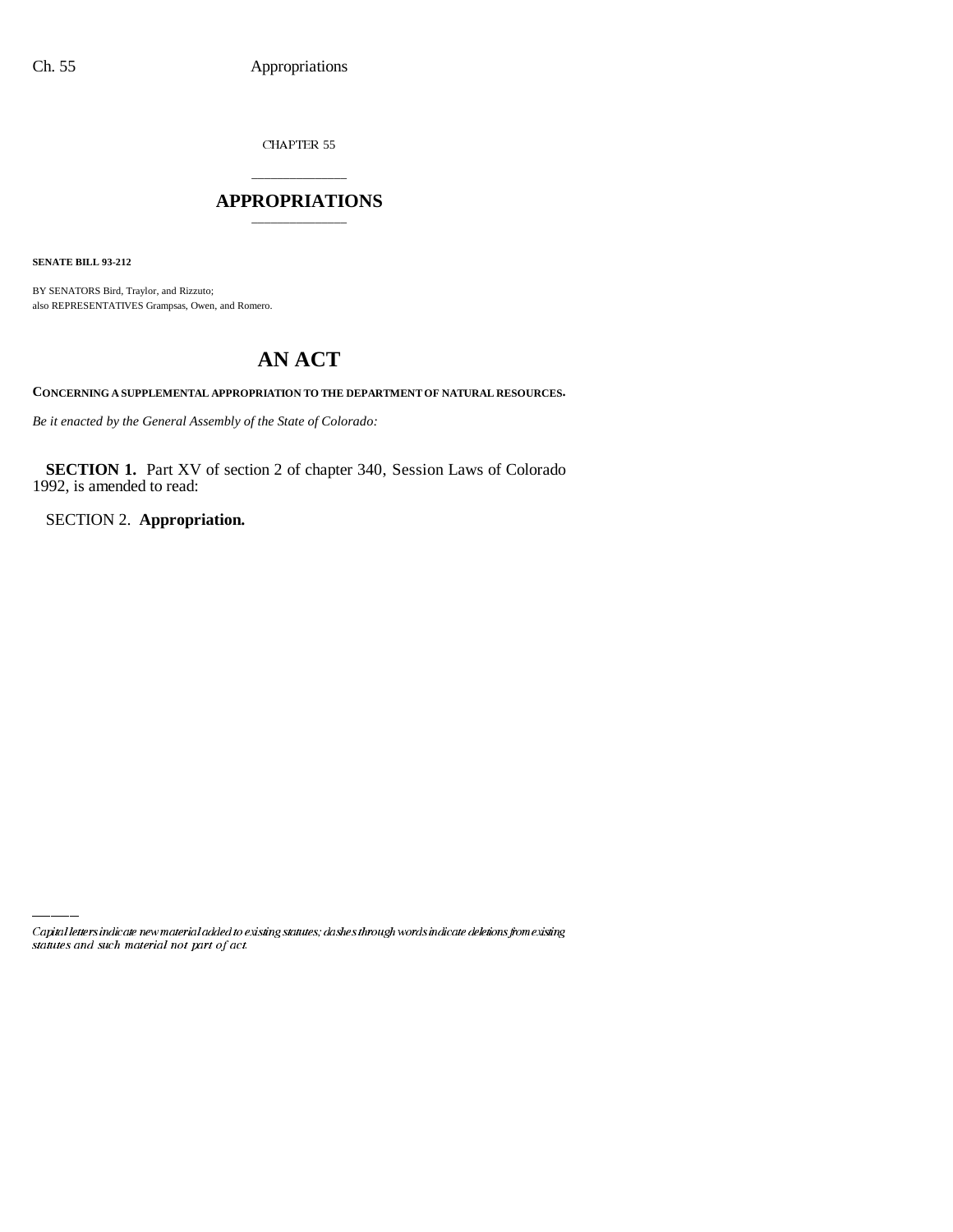CHAPTER 55

## APPROPRIATIONS

**SENATE BILL 93-212**

BY SENATORS Bird, Traylor, and Rizzuto;
also REPRESENTATIVES Grampsas, Owen, and Romero.

# AN ACT

**CONCERNING A SUPPLEMENTAL APPROPRIATION TO THE DEPARTMENT OF NATURAL RESOURCES.**

*Be it enacted by the General Assembly of the State of Colorado:*

**SECTION 1.** Part XV of section 2 of chapter 340, Session Laws of Colorado 1992, is amended to read:

SECTION 2. **Appropriation.**

*Capital letters indicate new material added to existing statutes; dashes through words indicate deletions from existing statutes and such material not part of act.*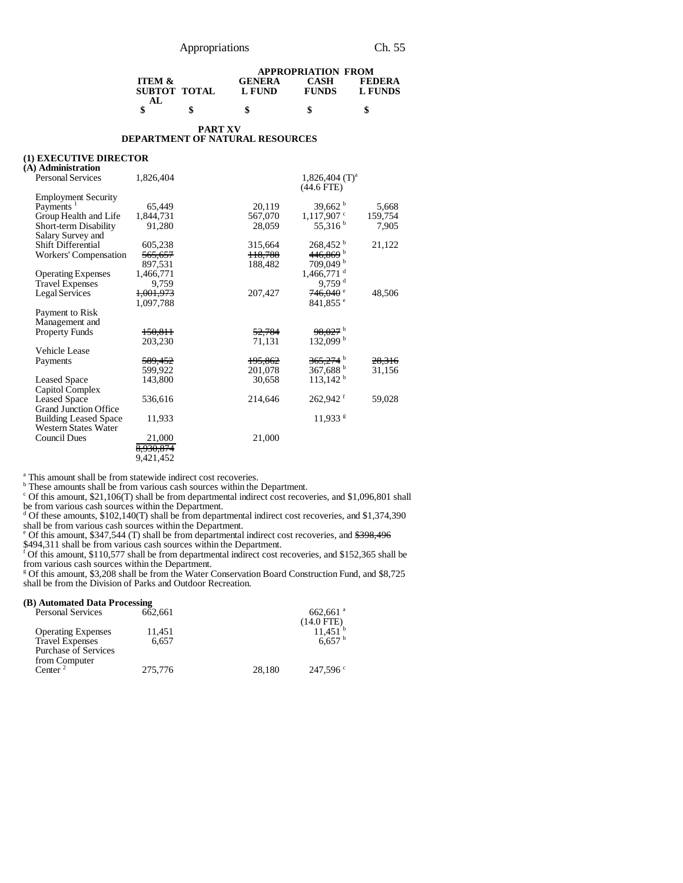| | ITEM & SUBTOTAL | TOTAL | APPROPRIATION FROM GENERAL FUND | CASH FUNDS | FEDERAL FUNDS |
|---|---|---|---|---|---|
| | $ | $ | $ | $ | $ |

## PART XV
## DEPARTMENT OF NATURAL RESOURCES

### (1) EXECUTIVE DIRECTOR

#### (A) Administration

| | ITEM & SUBTOTAL | TOTAL | GENERAL FUND | CASH FUNDS | FEDERAL FUNDS |
|---|---|---|---|---|---|
| Personal Services | 1,826,404 | | | 1,826,404 (T)[a] (44.6 FTE) | |
| Employment Security Payments [1] | 65,449 | | 20,119 | 39,662 [b] | 5,668 |
| Group Health and Life | 1,844,731 | | 567,070 | 1,117,907 [c] | 159,754 |
| Short-term Disability | 91,280 | | 28,059 | 55,316 [b] | 7,905 |
| Salary Survey and Shift Differential | 605,238 | | 315,664 | 268,452 [b] | 21,122 |
| Workers' Compensation | ~~565,657~~ 897,531 | | ~~118,788~~ 188,482 | ~~446,869~~ [b] 709,049 [b] | |
| Operating Expenses | 1,466,771 | | | 1,466,771 [d] | |
| Travel Expenses | 9,759 | | | 9,759 [d] | |
| Legal Services | ~~1,001,973~~ 1,097,788 | | 207,427 | ~~746,040~~ [e] 841,855 [e] | 48,506 |
| Payment to Risk Management and Property Funds | ~~150,811~~ 203,230 | | ~~52,784~~ 71,131 | ~~98,027~~ [b] 132,099 [b] | |
| Vehicle Lease Payments | ~~589,452~~ 599,922 | | ~~195,862~~ 201,078 | ~~365,274~~ [b] 367,688 [b] | ~~28,316~~ 31,156 |
| Leased Space | 143,800 | | 30,658 | 113,142 [b] | |
| Capitol Complex Leased Space | 536,616 | | 214,646 | 262,942 [f] | 59,028 |
| Grand Junction Office Building Leased Space | 11,933 | | | 11,933 [g] | |
| Western States Water Council Dues | 21,000 | | 21,000 | | |
| | ~~8,930,874~~ 9,421,452 | | | | |

[a] This amount shall be from statewide indirect cost recoveries.
[b] These amounts shall be from various cash sources within the Department.
[c] Of this amount, $21,106(T) shall be from departmental indirect cost recoveries, and $1,096,801 shall be from various cash sources within the Department.
[d] Of these amounts, $102,140(T) shall be from departmental indirect cost recoveries, and $1,374,390 shall be from various cash sources within the Department.
[e] Of this amount, $347,544 (T) shall be from departmental indirect cost recoveries, and ~~$398,496~~ $494,311 shall be from various cash sources within the Department.
[f] Of this amount, $110,577 shall be from departmental indirect cost recoveries, and $152,365 shall be from various cash sources within the Department.
[g] Of this amount, $3,208 shall be from the Water Conservation Board Construction Fund, and $8,725 shall be from the Division of Parks and Outdoor Recreation.

#### (B) Automated Data Processing

| | ITEM & SUBTOTAL | TOTAL | GENERAL FUND | CASH FUNDS | FEDERAL FUNDS |
|---|---|---|---|---|---|
| Personal Services | 662,661 | | | 662,661 [a] (14.0 FTE) | |
| Operating Expenses | 11,451 | | | 11,451 [b] | |
| Travel Expenses | 6,657 | | | 6,657 [b] | |
| Purchase of Services from Computer Center [2] | 275,776 | | 28,180 | 247,596 [c] | |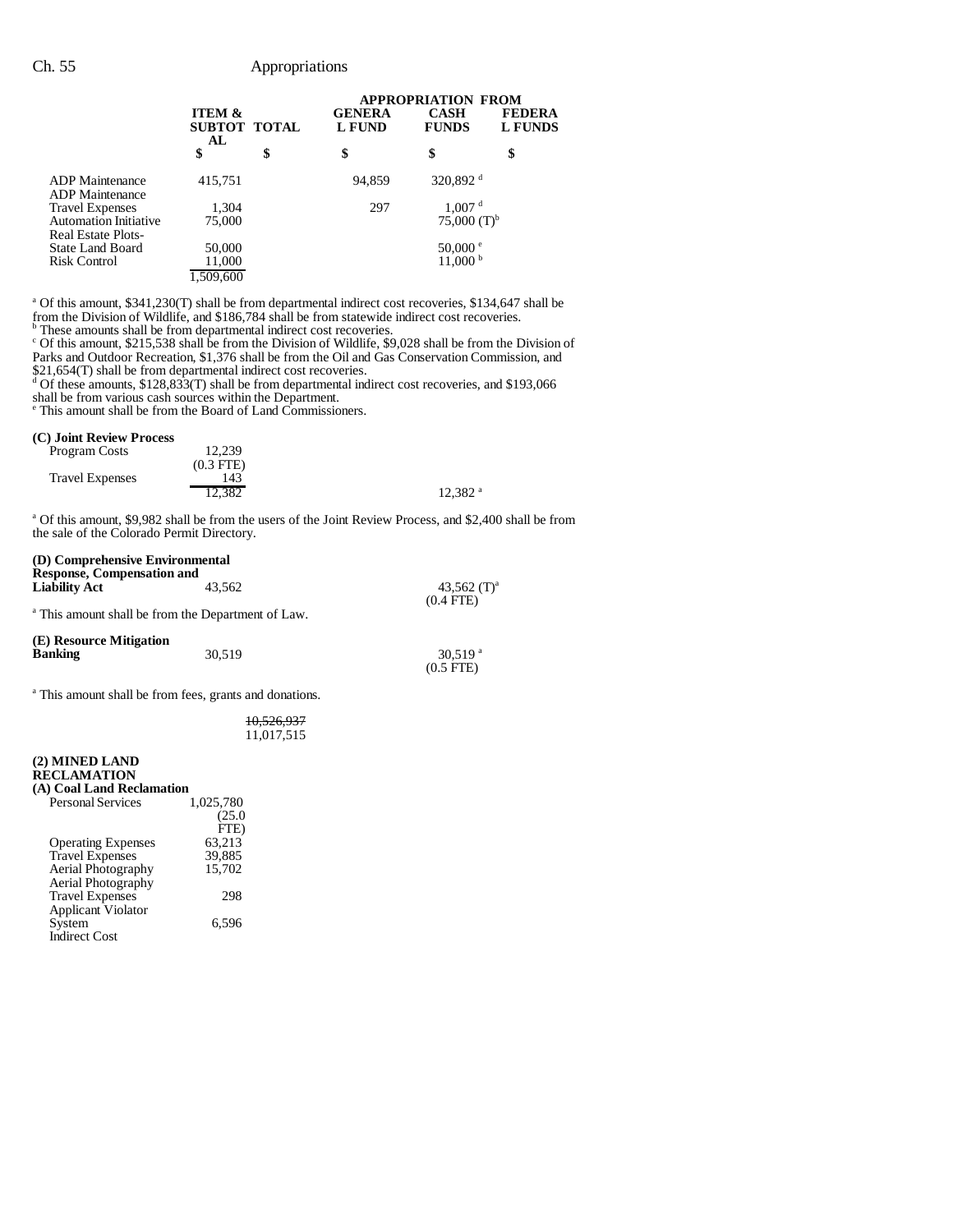| | ITEM & SUBTOTAL | TOTAL | APPROPRIATION FROM GENERAL FUND | CASH FUNDS | FEDERAL FUNDS |
|---|---|---|---|---|---|
| | $ | $ | $ | $ | $ |
| ADP Maintenance | 415,751 | | 94,859 | 320,892 [d] | |
| ADP Maintenance Travel Expenses | 1,304 | | 297 | 1,007 [d] | |
| Automation Initiative | 75,000 | | | 75,000 (T)[b] | |
| Real Estate Plots-State Land Board | 50,000 | | | 50,000 [e] | |
| Risk Control | 11,000 | | | 11,000 [b] | |
| | 1,509,600 | | | | |

[a] Of this amount, $341,230(T) shall be from departmental indirect cost recoveries, $134,647 shall be from the Division of Wildlife, and $186,784 shall be from statewide indirect cost recoveries.
[b] These amounts shall be from departmental indirect cost recoveries.
[c] Of this amount, $215,538 shall be from the Division of Wildlife, $9,028 shall be from the Division of Parks and Outdoor Recreation, $1,376 shall be from the Oil and Gas Conservation Commission, and $21,654(T) shall be from departmental indirect cost recoveries.
[d] Of these amounts, $128,833(T) shall be from departmental indirect cost recoveries, and $193,066 shall be from various cash sources within the Department.
[e] This amount shall be from the Board of Land Commissioners.

**(C) Joint Review Process**

| | ITEM & SUBTOTAL | TOTAL | GENERAL FUND | CASH FUNDS | FEDERAL FUNDS |
|---|---|---|---|---|---|
| Program Costs | 12,239 (0.3 FTE) | | | | |
| Travel Expenses | 143 | | | | |
| | 12,382 | | | 12,382 [a] | |

[a] Of this amount, $9,982 shall be from the users of the Joint Review Process, and $2,400 shall be from the sale of the Colorado Permit Directory.

| | ITEM & SUBTOTAL | TOTAL | GENERAL FUND | CASH FUNDS | FEDERAL FUNDS |
|---|---|---|---|---|---|
| **(D) Comprehensive Environmental Response, Compensation and Liability Act** | 43,562 | | | 43,562 (T)[a] (0.4 FTE) | |

[a] This amount shall be from the Department of Law.

| | ITEM & SUBTOTAL | TOTAL | GENERAL FUND | CASH FUNDS | FEDERAL FUNDS |
|---|---|---|---|---|---|
| **(E) Resource Mitigation Banking** | 30,519 | | | 30,519 [a] (0.5 FTE) | |

[a] This amount shall be from fees, grants and donations.

| | ITEM & SUBTOTAL | TOTAL | GENERAL FUND | CASH FUNDS | FEDERAL FUNDS |
|---|---|---|---|---|---|
| | | ~~10,526,937~~ 11,017,515 | | | |

**(2) MINED LAND RECLAMATION**

**(A) Coal Land Reclamation**

| | ITEM & SUBTOTAL | TOTAL | GENERAL FUND | CASH FUNDS | FEDERAL FUNDS |
|---|---|---|---|---|---|
| Personal Services | 1,025,780 (25.0 FTE) | | | | |
| Operating Expenses | 63,213 | | | | |
| Travel Expenses | 39,885 | | | | |
| Aerial Photography | 15,702 | | | | |
| Aerial Photography Travel Expenses | 298 | | | | |
| Applicant Violator System | 6,596 | | | | |
| Indirect Cost | | | | | |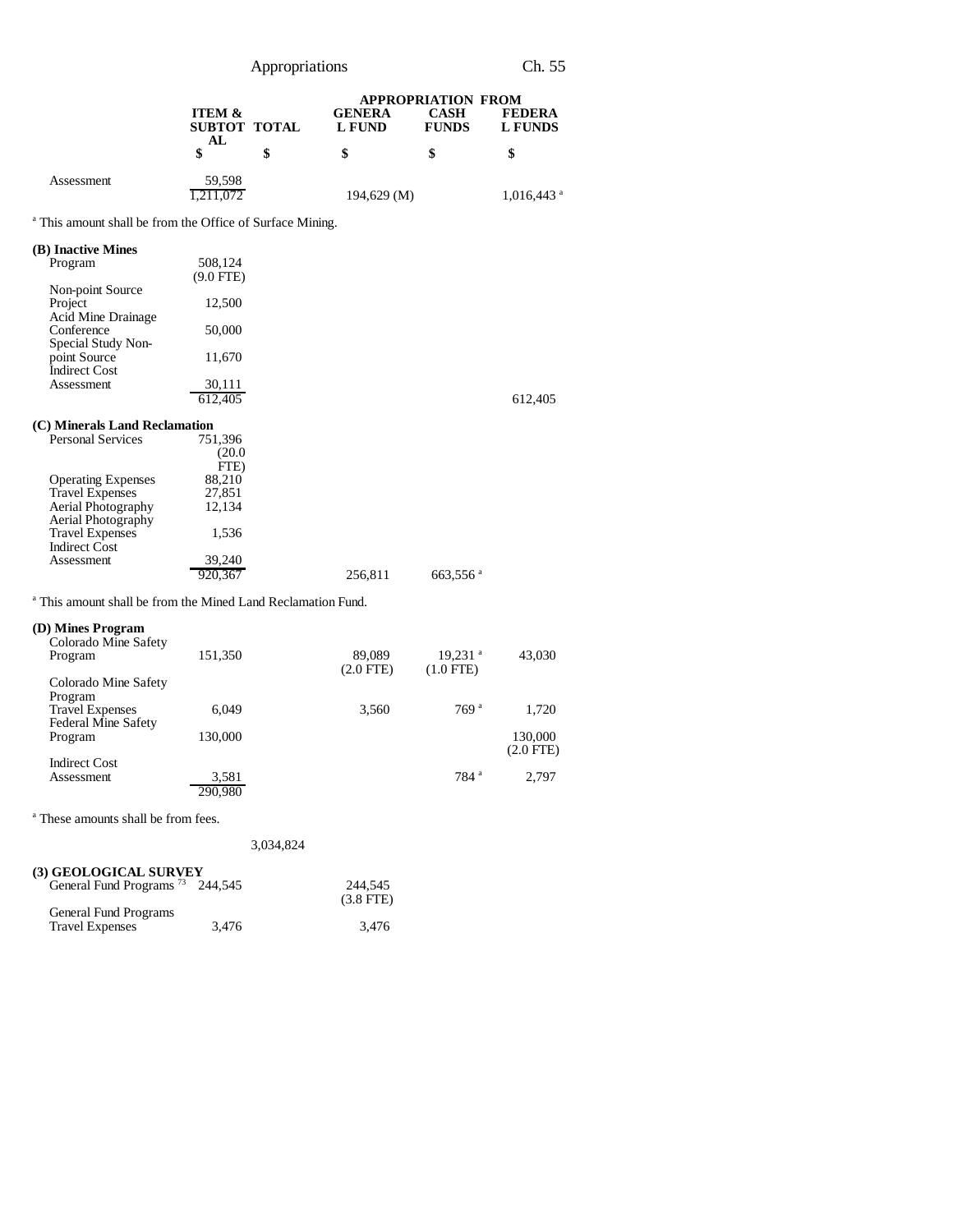| | ITEM & SUBTOTAL | TOTAL | APPROPRIATION FROM GENERAL FUND | CASH FUNDS | FEDERAL FUNDS |
|---|---|---|---|---|---|
| | $ | $ | $ | $ | $ |
| Assessment | 59,598 | | | | |
| | 1,211,072 | | 194,629 (M) | | 1,016,443 [a] |

[a] This amount shall be from the Office of Surface Mining.

| | ITEM & SUBTOTAL | TOTAL | GENERAL FUND | CASH FUNDS | FEDERAL FUNDS |
|---|---|---|---|---|---|
| **(B) Inactive Mines** | | | | | |
| Program | 508,124 (9.0 FTE) | | | | |
| Non-point Source Project | 12,500 | | | | |
| Acid Mine Drainage Conference | 50,000 | | | | |
| Special Study Non-point Source | 11,670 | | | | |
| Indirect Cost Assessment | 30,111 | | | | |
| | 612,405 | | | | 612,405 |
| **(C) Minerals Land Reclamation** | | | | | |
| Personal Services | 751,396 (20.0 FTE) | | | | |
| Operating Expenses | 88,210 | | | | |
| Travel Expenses | 27,851 | | | | |
| Aerial Photography | 12,134 | | | | |
| Aerial Photography Travel Expenses | 1,536 | | | | |
| Indirect Cost Assessment | 39,240 | | | | |
| | 920,367 | | 256,811 | 663,556 [a] | |

[a] This amount shall be from the Mined Land Reclamation Fund.

| | ITEM & SUBTOTAL | TOTAL | GENERAL FUND | CASH FUNDS | FEDERAL FUNDS |
|---|---|---|---|---|---|
| **(D) Mines Program** | | | | | |
| Colorado Mine Safety Program | 151,350 | | 89,089 (2.0 FTE) | 19,231 [a] (1.0 FTE) | 43,030 |
| Colorado Mine Safety Program Travel Expenses | 6,049 | | 3,560 | 769 [a] | 1,720 |
| Federal Mine Safety Program | 130,000 | | | | 130,000 (2.0 FTE) |
| Indirect Cost Assessment | 3,581 | | | 784 [a] | 2,797 |
| | 290,980 | | | | |

[a] These amounts shall be from fees.

| | ITEM & SUBTOTAL | TOTAL | GENERAL FUND | CASH FUNDS | FEDERAL FUNDS |
|---|---|---|---|---|---|
| | | 3,034,824 | | | |
| **(3) GEOLOGICAL SURVEY** | | | | | |
| General Fund Programs [73] | 244,545 | | 244,545 (3.8 FTE) | | |
| General Fund Programs Travel Expenses | 3,476 | | 3,476 | | |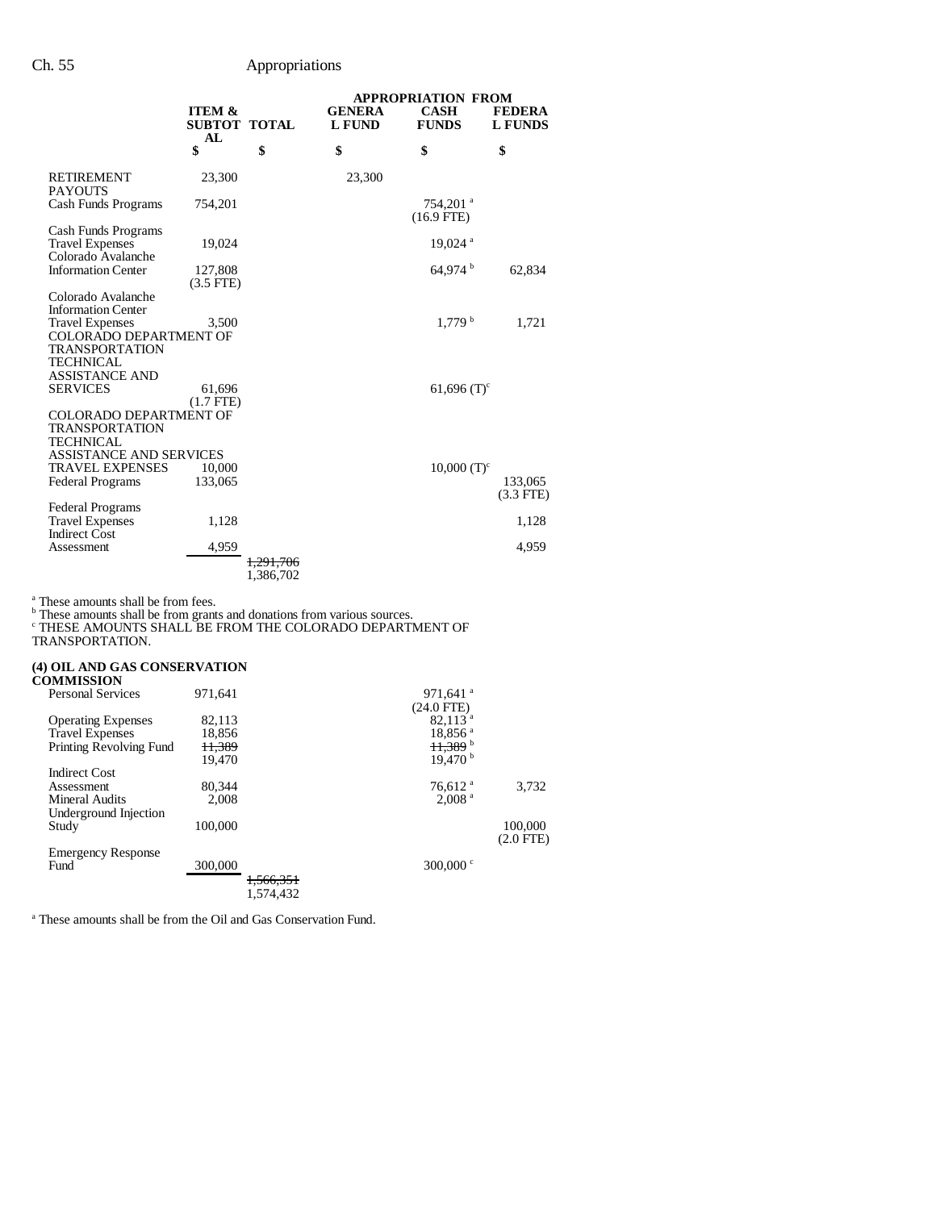| | ITEM & SUBTOTAL | TOTAL | APPROPRIATION FROM GENERAL FUND | CASH FUNDS | FEDERAL FUNDS |
|---|---|---|---|---|---|
| | $ | $ | $ | $ | $ |
| RETIREMENT PAYOUTS | 23,300 | | 23,300 | | |
| Cash Funds Programs | 754,201 | | | 754,201 [a] (16.9 FTE) | |
| Cash Funds Programs Travel Expenses | 19,024 | | | 19,024 [a] | |
| Colorado Avalanche Information Center | 127,808 (3.5 FTE) | | | 64,974 [b] | 62,834 |
| Colorado Avalanche Information Center Travel Expenses | 3,500 | | | 1,779 [b] | 1,721 |
| COLORADO DEPARTMENT OF TRANSPORTATION TECHNICAL ASSISTANCE AND SERVICES | 61,696 (1.7 FTE) | | | 61,696 (T)[c] | |
| COLORADO DEPARTMENT OF TRANSPORTATION TECHNICAL ASSISTANCE AND SERVICES TRAVEL EXPENSES | 10,000 | | | 10,000 (T)[c] | |
| Federal Programs | 133,065 | | | | 133,065 (3.3 FTE) |
| Federal Programs Travel Expenses | 1,128 | | | | 1,128 |
| Indirect Cost Assessment | 4,959 | | | | 4,959 |
| | | ~~1,291,706~~ 1,386,702 | | | |

[a] These amounts shall be from fees.
[b] These amounts shall be from grants and donations from various sources.
[c] THESE AMOUNTS SHALL BE FROM THE COLORADO DEPARTMENT OF TRANSPORTATION.

**(4) OIL AND GAS CONSERVATION COMMISSION**

| | ITEM & SUBTOTAL | TOTAL | GENERAL FUND | CASH FUNDS | FEDERAL FUNDS |
|---|---|---|---|---|---|
| Personal Services | 971,641 | | | 971,641 [a] (24.0 FTE) | |
| Operating Expenses | 82,113 | | | 82,113 [a] | |
| Travel Expenses | 18,856 | | | 18,856 [a] | |
| Printing Revolving Fund | ~~11,389~~ 19,470 | | | ~~11,389~~ [b] 19,470 [b] | |
| Indirect Cost Assessment | 80,344 | | | 76,612 [a] | 3,732 |
| Mineral Audits | 2,008 | | | 2,008 [a] | |
| Underground Injection Study | 100,000 | | | | 100,000 (2.0 FTE) |
| Emergency Response Fund | 300,000 | | | 300,000 [c] | |
| | | ~~1,566,351~~ 1,574,432 | | | |

[a] These amounts shall be from the Oil and Gas Conservation Fund.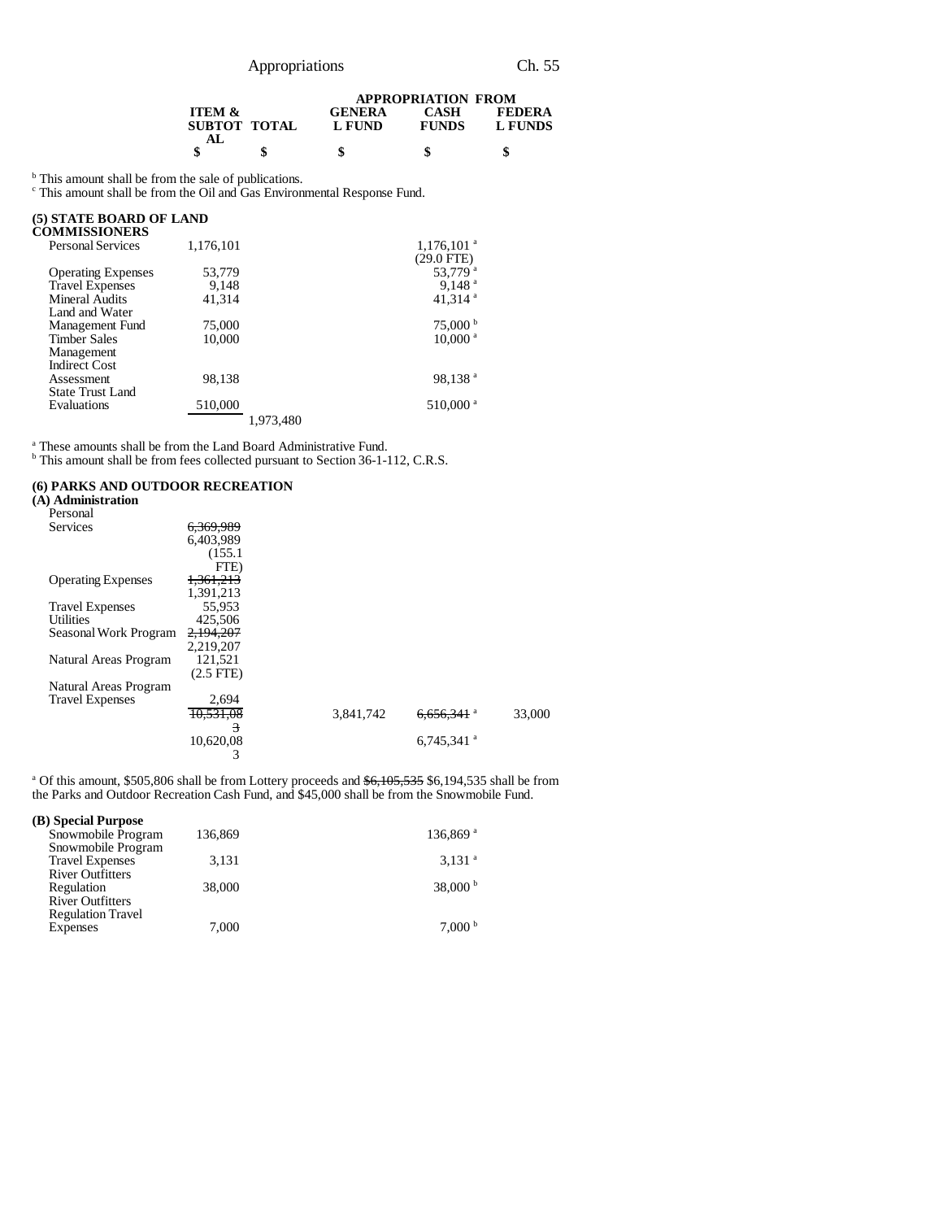| | ITEM & SUBTOTAL | TOTAL | APPROPRIATION FROM GENERAL FUND | CASH FUNDS | FEDERAL FUNDS |
|---|---|---|---|---|---|
| | $ | $ | $ | $ | $ |

[b] This amount shall be from the sale of publications.
[c] This amount shall be from the Oil and Gas Environmental Response Fund.

**(5) STATE BOARD OF LAND COMMISSIONERS**

| | ITEM & SUBTOTAL | TOTAL | GENERAL FUND | CASH FUNDS | FEDERAL FUNDS |
|---|---|---|---|---|---|
| Personal Services | 1,176,101 | | | 1,176,101 [a] (29.0 FTE) | |
| Operating Expenses | 53,779 | | | 53,779 [a] | |
| Travel Expenses | 9,148 | | | 9,148 [a] | |
| Mineral Audits | 41,314 | | | 41,314 [a] | |
| Land and Water Management Fund | 75,000 | | | 75,000 [b] | |
| Timber Sales Management | 10,000 | | | 10,000 [a] | |
| Indirect Cost Assessment | 98,138 | | | 98,138 [a] | |
| State Trust Land Evaluations | 510,000 | | | 510,000 [a] | |
| | | 1,973,480 | | | |

[a] These amounts shall be from the Land Board Administrative Fund.
[b] This amount shall be from fees collected pursuant to Section 36-1-112, C.R.S.

**(6) PARKS AND OUTDOOR RECREATION**

**(A) Administration**

| | ITEM & SUBTOTAL | TOTAL | GENERAL FUND | CASH FUNDS | FEDERAL FUNDS |
|---|---|---|---|---|---|
| Personal Services | ~~6,369,989~~ 6,403,989 (155.1 FTE) | | | | |
| Operating Expenses | ~~1,361,213~~ 1,391,213 | | | | |
| Travel Expenses | 55,953 | | | | |
| Utilities | 425,506 | | | | |
| Seasonal Work Program | ~~2,194,207~~ 2,219,207 | | | | |
| Natural Areas Program | 121,521 (2.5 FTE) | | | | |
| Natural Areas Program Travel Expenses | 2,694 | | | | |
| | ~~10,531,083~~ 10,620,083 | | 3,841,742 | ~~6,656,341~~ [a] 6,745,341 [a] | 33,000 |

[a] Of this amount, $505,806 shall be from Lottery proceeds and ~~$6,105,535~~ $6,194,535 shall be from the Parks and Outdoor Recreation Cash Fund, and $45,000 shall be from the Snowmobile Fund.

**(B) Special Purpose**

| | ITEM & SUBTOTAL | TOTAL | GENERAL FUND | CASH FUNDS | FEDERAL FUNDS |
|---|---|---|---|---|---|
| Snowmobile Program | 136,869 | | | 136,869 [a] | |
| Snowmobile Program Travel Expenses | 3,131 | | | 3,131 [a] | |
| River Outfitters Regulation | 38,000 | | | 38,000 [b] | |
| River Outfitters Regulation Travel Expenses | 7,000 | | | 7,000 [b] | |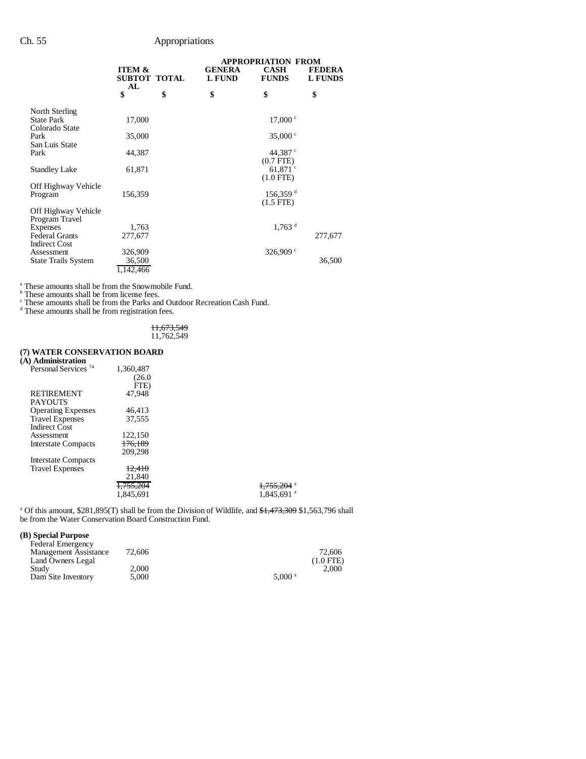| | ITEM & SUBTOTAL | TOTAL | APPROPRIATION FROM GENERAL FUND | CASH FUNDS | FEDERAL FUNDS |
|---|---|---|---|---|---|
| | $ | $ | $ | $ | $ |
| North Sterling State Park | 17,000 | | | 17,000[c] | |
| Colorado State Park | 35,000 | | | 35,000[c] | |
| San Luis State Park | 44,387 | | | 44,387[c] (0.7 FTE) | |
| Standley Lake | 61,871 | | | 61,871[c] (1.0 FTE) | |
| Off Highway Vehicle Program | 156,359 | | | 156,359[d] (1.5 FTE) | |
| Off Highway Vehicle Program Travel Expenses | 1,763 | | | 1,763[d] | |
| Federal Grants | 277,677 | | | | 277,677 |
| Indirect Cost Assessment | 326,909 | | | 326,909[c] | |
| State Trails System | 36,500 | | | | 36,500 |
| | 1,142,466 | | | | |

[a] These amounts shall be from the Snowmobile Fund.
[b] These amounts shall be from license fees.
[c] These amounts shall be from the Parks and Outdoor Recreation Cash Fund.
[d] These amounts shall be from registration fees.

| | | TOTAL |
|---|---|---|
| | | ~~11,673,549~~ 11,762,549 |

## (7) WATER CONSERVATION BOARD

### (A) Administration

| | ITEM & SUBTOTAL | TOTAL | GENERAL FUND | CASH FUNDS | FEDERAL FUNDS |
|---|---|---|---|---|---|
| Personal Services [74] | 1,360,487 (26.0 FTE) | | | | |
| RETIREMENT PAYOUTS | 47,948 | | | | |
| Operating Expenses | 46,413 | | | | |
| Travel Expenses | 37,555 | | | | |
| Indirect Cost Assessment | 122,150 | | | | |
| Interstate Compacts | ~~176,189~~ 209,298 | | | | |
| Interstate Compacts Travel Expenses | ~~12,410~~ 21,840 | | | | |
| | ~~1,755,204~~ 1,845,691 | | | ~~1,755,204~~[a] 1,845,691[a] | |

[a] Of this amount, $281,895(T) shall be from the Division of Wildlife, and ~~$1,473,309~~ $1,563,796 shall be from the Water Conservation Board Construction Fund.

### (B) Special Purpose

| | ITEM & SUBTOTAL | TOTAL | GENERAL FUND | CASH FUNDS | FEDERAL FUNDS |
|---|---|---|---|---|---|
| Federal Emergency Management Assistance | 72,606 | | | | 72,606 (1.0 FTE) |
| Land Owners Legal Study | 2,000 | | | | 2,000 |
| Dam Site Inventory | 5,000 | | | 5,000[a] | |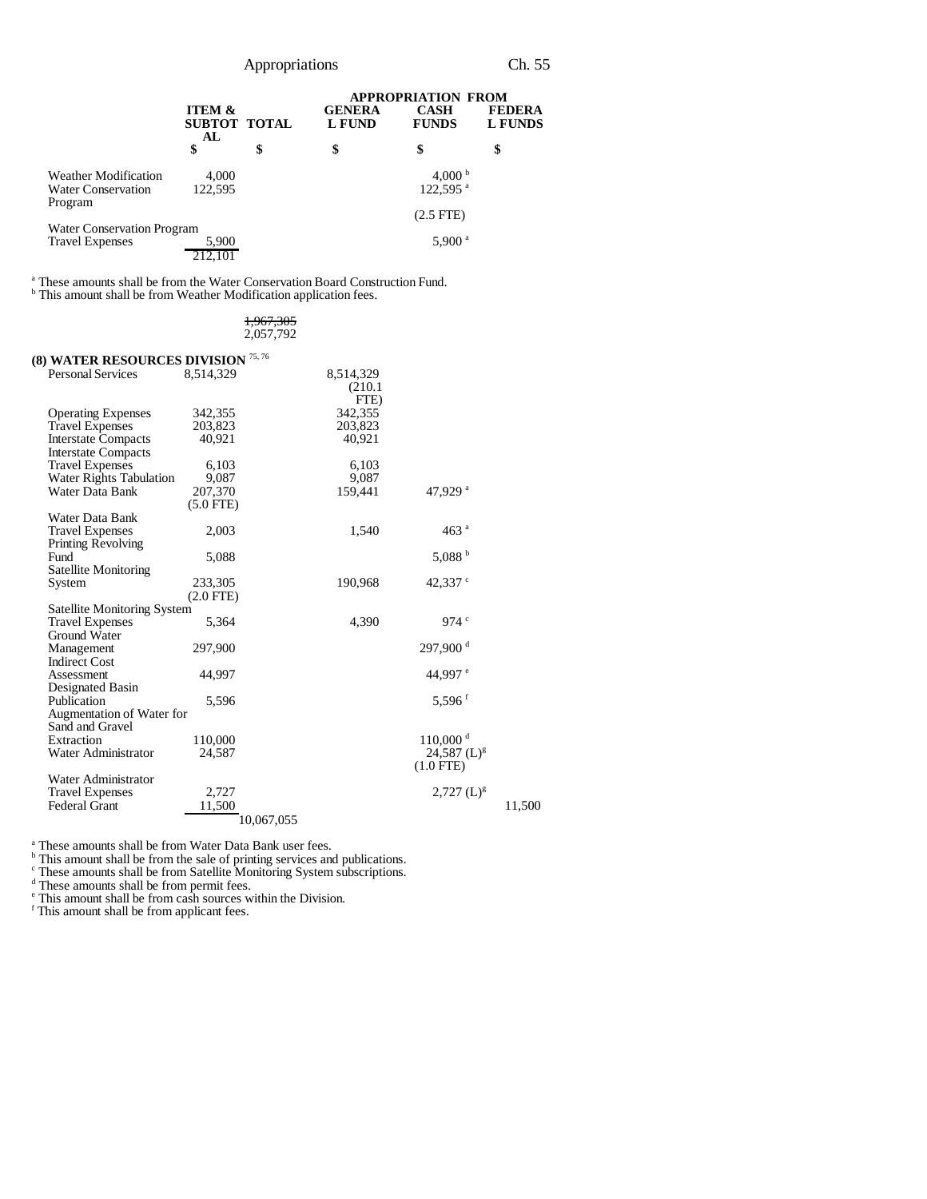| | ITEM & SUBTOTAL | TOTAL | APPROPRIATION FROM GENERAL FUND | CASH FUNDS | FEDERAL FUNDS |
|---|---|---|---|---|---|
| | $ | $ | $ | $ | $ |
| Weather Modification | 4,000 | | | 4,000 [b] | |
| Water Conservation Program | 122,595 | | | 122,595 [a] (2.5 FTE) | |
| Water Conservation Program Travel Expenses | 5,900 | | | 5,900 [a] | |
| | 212,101 | | | | |

[a] These amounts shall be from the Water Conservation Board Construction Fund.
[b] This amount shall be from Weather Modification application fees.

| | ITEM & SUBTOTAL | TOTAL | GENERAL FUND | CASH FUNDS | FEDERAL FUNDS |
|---|---|---|---|---|---|
| | | ~~1,967,305~~ 2,057,792 | | | |

**(8) WATER RESOURCES DIVISION** [75, 76]

| | ITEM & SUBTOTAL | TOTAL | GENERAL FUND | CASH FUNDS | FEDERAL FUNDS |
|---|---|---|---|---|---|
| Personal Services | 8,514,329 | | 8,514,329 (210.1 FTE) | | |
| Operating Expenses | 342,355 | | 342,355 | | |
| Travel Expenses | 203,823 | | 203,823 | | |
| Interstate Compacts | 40,921 | | 40,921 | | |
| Interstate Compacts Travel Expenses | 6,103 | | 6,103 | | |
| Water Rights Tabulation | 9,087 | | 9,087 | | |
| Water Data Bank | 207,370 (5.0 FTE) | | 159,441 | 47,929 [a] | |
| Water Data Bank Travel Expenses | 2,003 | | 1,540 | 463 [a] | |
| Printing Revolving Fund | 5,088 | | | 5,088 [b] | |
| Satellite Monitoring System | 233,305 (2.0 FTE) | | 190,968 | 42,337 [c] | |
| Satellite Monitoring System Travel Expenses | 5,364 | | 4,390 | 974 [c] | |
| Ground Water Management | 297,900 | | | 297,900 [d] | |
| Indirect Cost Assessment | 44,997 | | | 44,997 [e] | |
| Designated Basin Publication | 5,596 | | | 5,596 [f] | |
| Augmentation of Water for Sand and Gravel Extraction | 110,000 | | | 110,000 [d] | |
| Water Administrator | 24,587 | | | 24,587 (L)[g] (1.0 FTE) | |
| Water Administrator Travel Expenses | 2,727 | | | 2,727 (L)[g] | |
| Federal Grant | 11,500 | | | | 11,500 |
| | | 10,067,055 | | | |

[a] These amounts shall be from Water Data Bank user fees.
[b] This amount shall be from the sale of printing services and publications.
[c] These amounts shall be from Satellite Monitoring System subscriptions.
[d] These amounts shall be from permit fees.
[e] This amount shall be from cash sources within the Division.
[f] This amount shall be from applicant fees.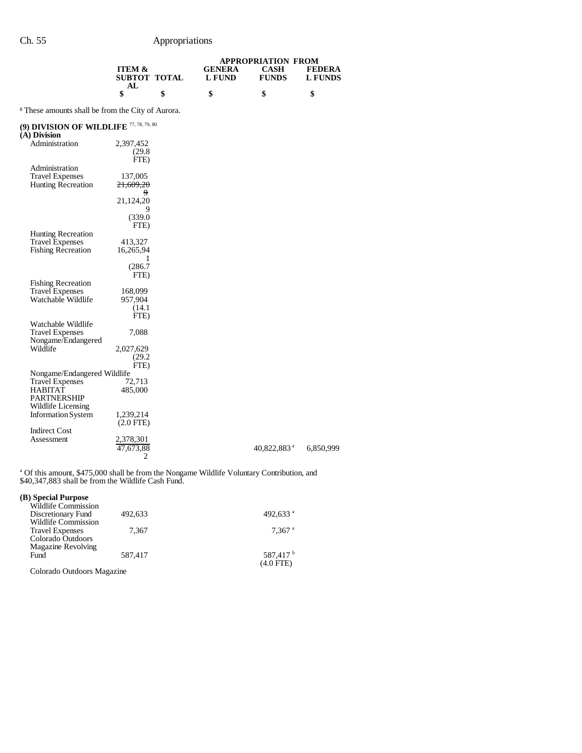| | ITEM & SUBTOTAL | TOTAL | APPROPRIATION FROM GENERAL FUND | CASH FUNDS | FEDERAL FUNDS |
|---|---|---|---|---|---|
| | $ | $ | $ | $ | $ |

[g] These amounts shall be from the City of Aurora.

**(9) DIVISION OF WILDLIFE** [77, 78, 79, 80]

| | ITEM & SUBTOTAL | TOTAL | GENERAL FUND | CASH FUNDS | FEDERAL FUNDS |
|---|---|---|---|---|---|
| **(A) Division** | | | | | |
| Administration | 2,397,452 (29.8 FTE) | | | | |
| Administration Travel Expenses | 137,005 | | | | |
| Hunting Recreation | ~~21,609,209~~ 21,124,209 (339.0 FTE) | | | | |
| Hunting Recreation Travel Expenses | 413,327 | | | | |
| Fishing Recreation | 16,265,941 (286.7 FTE) | | | | |
| Fishing Recreation Travel Expenses | 168,099 | | | | |
| Watchable Wildlife | 957,904 (14.1 FTE) | | | | |
| Watchable Wildlife Travel Expenses | 7,088 | | | | |
| Nongame/Endangered Wildlife | 2,027,629 (29.2 FTE) | | | | |
| Nongame/Endangered Wildlife Travel Expenses | 72,713 | | | | |
| HABITAT PARTNERSHIP | 485,000 | | | | |
| Wildlife Licensing Information System | 1,239,214 (2.0 FTE) | | | | |
| Indirect Cost Assessment | 2,378,301 | | | | |
| | 47,673,882 | | | 40,822,883[a] | 6,850,999 |

[a] Of this amount, $475,000 shall be from the Nongame Wildlife Voluntary Contribution, and $40,347,883 shall be from the Wildlife Cash Fund.

| | ITEM & SUBTOTAL | TOTAL | GENERAL FUND | CASH FUNDS | FEDERAL FUNDS |
|---|---|---|---|---|---|
| **(B) Special Purpose** | | | | | |
| Wildlife Commission Discretionary Fund | 492,633 | | | 492,633[a] | |
| Wildlife Commission Travel Expenses | 7,367 | | | 7,367[a] | |
| Colorado Outdoors Magazine Revolving Fund | 587,417 | | | 587,417[b] (4.0 FTE) | |
| Colorado Outdoors Magazine | | | | | |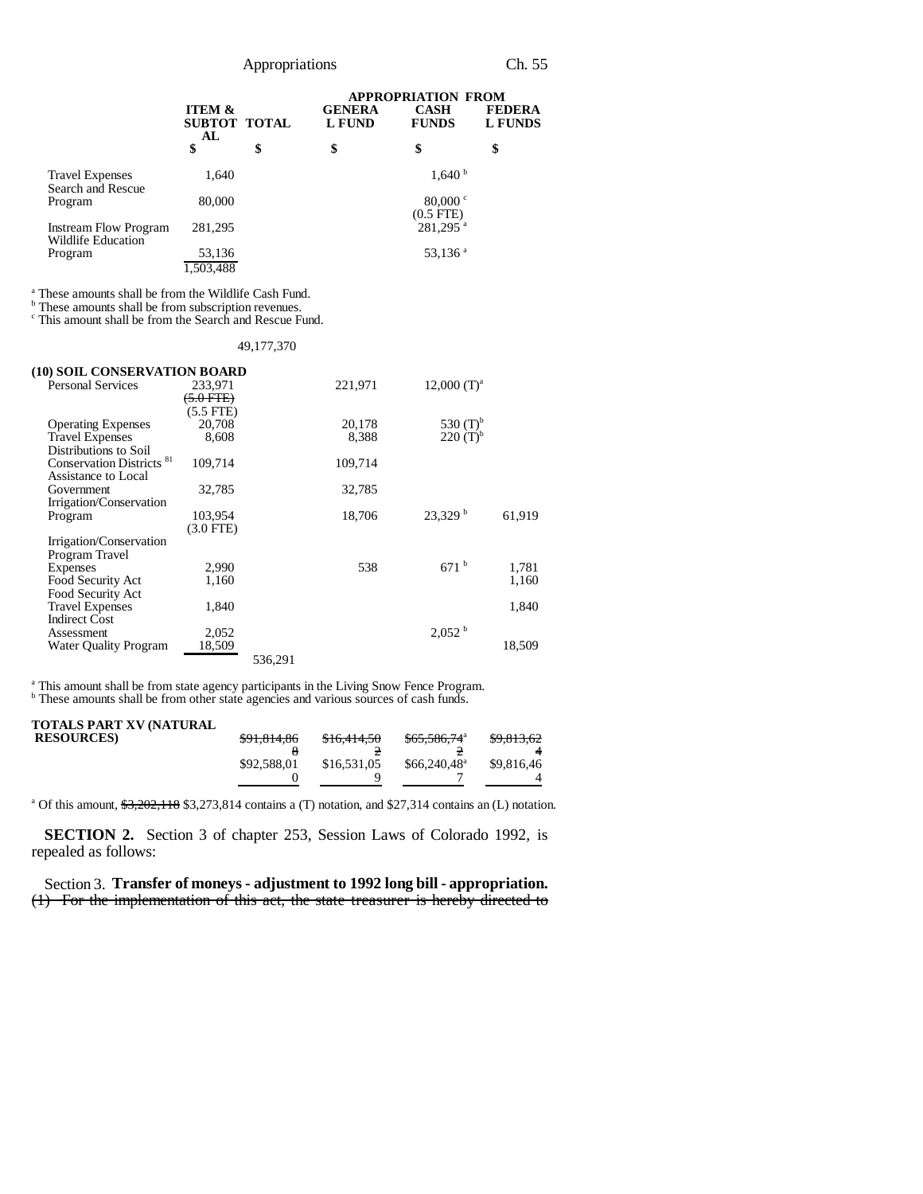| | ITEM & SUBTOTAL | TOTAL | APPROPRIATION FROM GENERAL FUND | CASH FUNDS | FEDERAL FUNDS |
|---|---|---|---|---|---|
| | $ | $ | $ | $ | $ |
| Travel Expenses | 1,640 | | | 1,640 [b] | |
| Search and Rescue Program | 80,000 | | | 80,000 [c] (0.5 FTE) | |
| Instream Flow Program | 281,295 | | | 281,295 [a] | |
| Wildlife Education Program | 53,136 | | | 53,136 [a] | |
| | 1,503,488 | | | | |

[a] These amounts shall be from the Wildlife Cash Fund.
[b] These amounts shall be from subscription revenues.
[c] This amount shall be from the Search and Rescue Fund.

49,177,370

**(10) SOIL CONSERVATION BOARD**

| | ITEM & SUBTOTAL | TOTAL | GENERAL FUND | CASH FUNDS | FEDERAL FUNDS |
|---|---|---|---|---|---|
| Personal Services | 233,971 ~~(5.0 FTE)~~ (5.5 FTE) | | 221,971 | 12,000 (T)[a] | |
| Operating Expenses | 20,708 | | 20,178 | 530 (T)[b] | |
| Travel Expenses | 8,608 | | 8,388 | 220 (T)[b] | |
| Distributions to Soil Conservation Districts [81] | 109,714 | | 109,714 | | |
| Assistance to Local Government | 32,785 | | 32,785 | | |
| Irrigation/Conservation Program | 103,954 (3.0 FTE) | | 18,706 | 23,329 [b] | 61,919 |
| Irrigation/Conservation Program Travel Expenses | 2,990 | | 538 | 671 [b] | 1,781 |
| Food Security Act | 1,160 | | | | 1,160 |
| Food Security Act Travel Expenses | 1,840 | | | | 1,840 |
| Indirect Cost Assessment | 2,052 | | | 2,052 [b] | |
| Water Quality Program | 18,509 | | | | 18,509 |
| | | 536,291 | | | |

[a] This amount shall be from state agency participants in the Living Snow Fence Program.
[b] These amounts shall be from other state agencies and various sources of cash funds.

| | TOTAL | GENERAL FUND | CASH FUNDS | FEDERAL FUNDS |
|---|---|---|---|---|
| **TOTALS PART XV (NATURAL RESOURCES)** | ~~$91,814,868~~ $92,588,010 | ~~$16,414,502~~ $16,531,059 | ~~$65,586,742~~[a] $66,240,487[a] | ~~$9,813,624~~ $9,816,464 |

[a] Of this amount, ~~$3,202,118~~ $3,273,814 contains a (T) notation, and $27,314 contains an (L) notation.

**SECTION 2.** Section 3 of chapter 253, Session Laws of Colorado 1992, is repealed as follows:

Section 3. **Transfer of moneys - adjustment to 1992 long bill - appropriation.** ~~(1) For the implementation of this act, the state treasurer is hereby directed to~~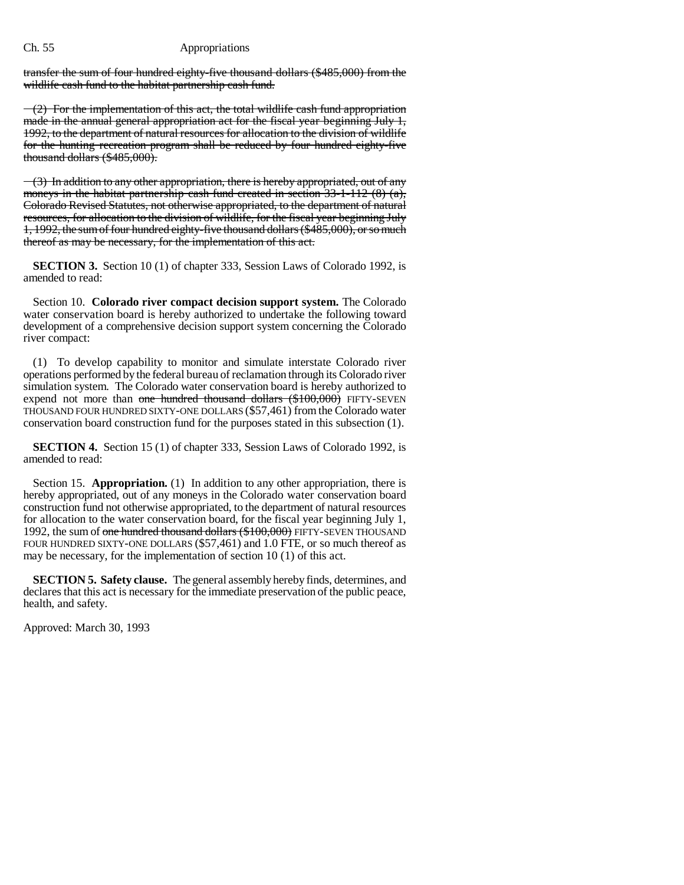~~transfer the sum of four hundred eighty-five thousand dollars ($485,000) from the wildlife cash fund to the habitat partnership cash fund.~~

~~(2) For the implementation of this act, the total wildlife cash fund appropriation made in the annual general appropriation act for the fiscal year beginning July 1, 1992, to the department of natural resources for allocation to the division of wildlife for the hunting recreation program shall be reduced by four hundred eighty-five thousand dollars ($485,000).~~

~~(3) In addition to any other appropriation, there is hereby appropriated, out of any moneys in the habitat partnership cash fund created in section 33-1-112 (8) (a), Colorado Revised Statutes, not otherwise appropriated, to the department of natural resources, for allocation to the division of wildlife, for the fiscal year beginning July 1, 1992, the sum of four hundred eighty-five thousand dollars ($485,000), or so much thereof as may be necessary, for the implementation of this act.~~

**SECTION 3.** Section 10 (1) of chapter 333, Session Laws of Colorado 1992, is amended to read:

Section 10. **Colorado river compact decision support system.** The Colorado water conservation board is hereby authorized to undertake the following toward development of a comprehensive decision support system concerning the Colorado river compact:

(1) To develop capability to monitor and simulate interstate Colorado river operations performed by the federal bureau of reclamation through its Colorado river simulation system. The Colorado water conservation board is hereby authorized to expend not more than ~~one hundred thousand dollars ($100,000)~~ FIFTY-SEVEN THOUSAND FOUR HUNDRED SIXTY-ONE DOLLARS ($57,461) from the Colorado water conservation board construction fund for the purposes stated in this subsection (1).

**SECTION 4.** Section 15 (1) of chapter 333, Session Laws of Colorado 1992, is amended to read:

Section 15. **Appropriation.** (1) In addition to any other appropriation, there is hereby appropriated, out of any moneys in the Colorado water conservation board construction fund not otherwise appropriated, to the department of natural resources for allocation to the water conservation board, for the fiscal year beginning July 1, 1992, the sum of ~~one hundred thousand dollars ($100,000)~~ FIFTY-SEVEN THOUSAND FOUR HUNDRED SIXTY-ONE DOLLARS ($57,461) and 1.0 FTE, or so much thereof as may be necessary, for the implementation of section 10 (1) of this act.

**SECTION 5. Safety clause.** The general assembly hereby finds, determines, and declares that this act is necessary for the immediate preservation of the public peace, health, and safety.

Approved: March 30, 1993